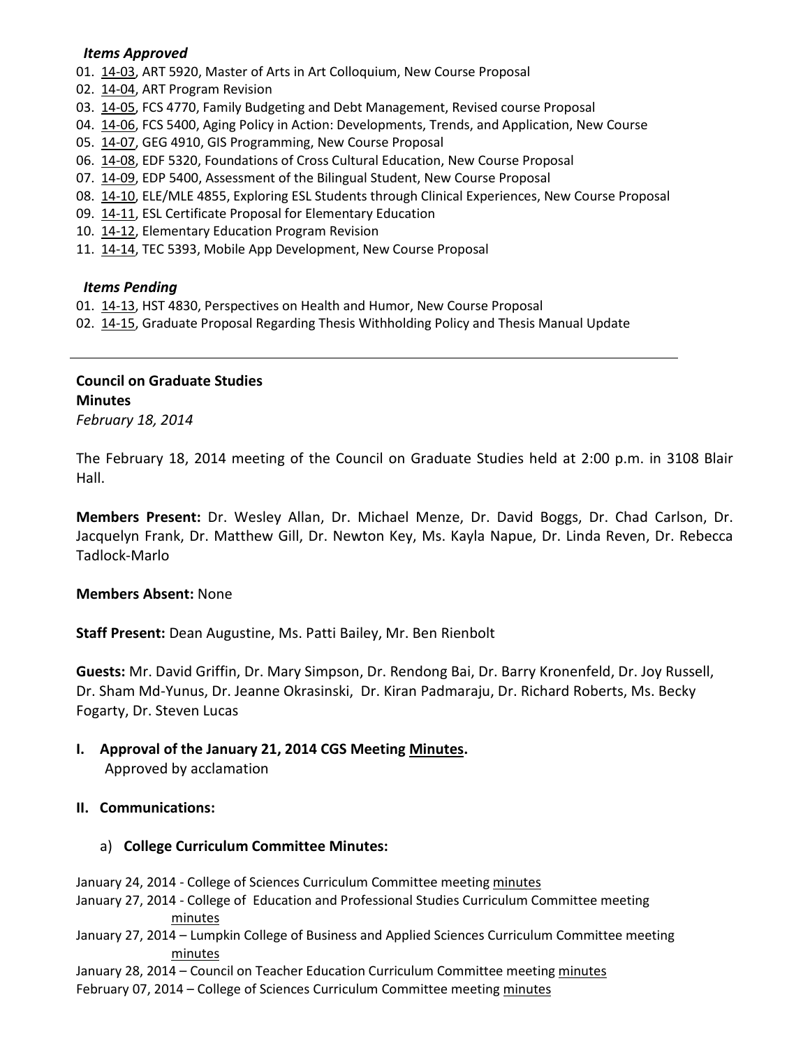***Items Approved***

01. 14-03, ART 5920, Master of Arts in Art Colloquium, New Course Proposal
02. 14-04, ART Program Revision
03. 14-05, FCS 4770, Family Budgeting and Debt Management, Revised course Proposal
04. 14-06, FCS 5400, Aging Policy in Action: Developments, Trends, and Application, New Course
05. 14-07, GEG 4910, GIS Programming, New Course Proposal
06. 14-08, EDF 5320, Foundations of Cross Cultural Education, New Course Proposal
07. 14-09, EDP 5400, Assessment of the Bilingual Student, New Course Proposal
08. 14-10, ELE/MLE 4855, Exploring ESL Students through Clinical Experiences, New Course Proposal
09. 14-11, ESL Certificate Proposal for Elementary Education
10. 14-12, Elementary Education Program Revision
11. 14-14, TEC 5393, Mobile App Development, New Course Proposal

***Items Pending***

01. 14-13, HST 4830, Perspectives on Health and Humor, New Course Proposal
02. 14-15, Graduate Proposal Regarding Thesis Withholding Policy and Thesis Manual Update

---

**Council on Graduate Studies**
**Minutes**
*February 18, 2014*

The February 18, 2014 meeting of the Council on Graduate Studies held at 2:00 p.m. in 3108 Blair Hall.

**Members Present:** Dr. Wesley Allan, Dr. Michael Menze, Dr. David Boggs, Dr. Chad Carlson, Dr. Jacquelyn Frank, Dr. Matthew Gill, Dr. Newton Key, Ms. Kayla Napue, Dr. Linda Reven, Dr. Rebecca Tadlock-Marlo

**Members Absent:** None

**Staff Present:** Dean Augustine, Ms. Patti Bailey, Mr. Ben Rienbolt

**Guests:** Mr. David Griffin, Dr. Mary Simpson, Dr. Rendong Bai, Dr. Barry Kronenfeld, Dr. Joy Russell, Dr. Sham Md-Yunus, Dr. Jeanne Okrasinski, Dr. Kiran Padmaraju, Dr. Richard Roberts, Ms. Becky Fogarty, Dr. Steven Lucas

**I. Approval of the January 21, 2014 CGS Meeting Minutes.**
Approved by acclamation

**II. Communications:**

a) **College Curriculum Committee Minutes:**

January 24, 2014 - College of Sciences Curriculum Committee meeting minutes
January 27, 2014 - College of Education and Professional Studies Curriculum Committee meeting minutes
January 27, 2014 – Lumpkin College of Business and Applied Sciences Curriculum Committee meeting minutes
January 28, 2014 – Council on Teacher Education Curriculum Committee meeting minutes
February 07, 2014 – College of Sciences Curriculum Committee meeting minutes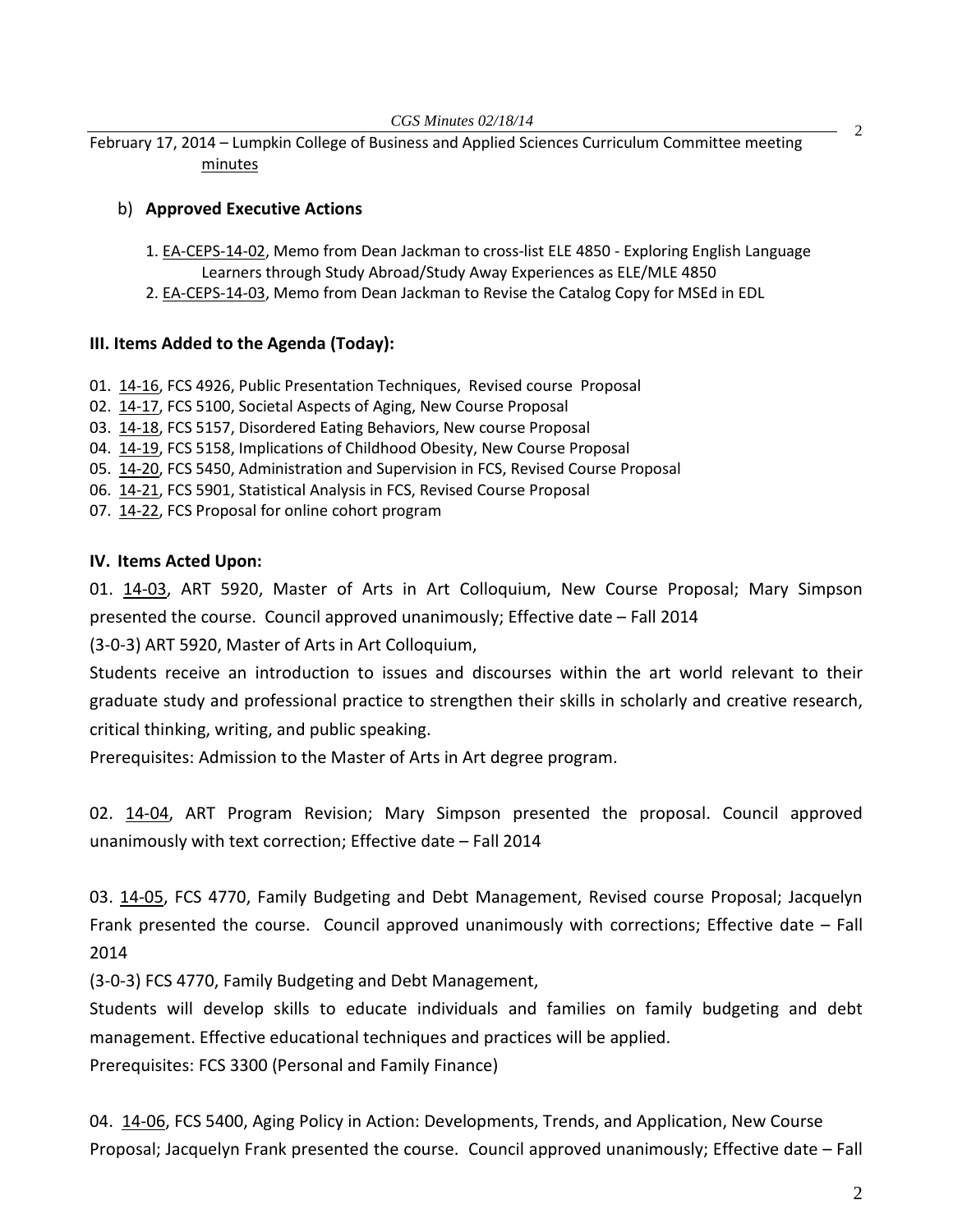February 17, 2014 – Lumpkin College of Business and Applied Sciences Curriculum Committee meeting minutes

b) **Approved Executive Actions**

1. EA-CEPS-14-02, Memo from Dean Jackman to cross-list ELE 4850 - Exploring English Language Learners through Study Abroad/Study Away Experiences as ELE/MLE 4850
2. EA-CEPS-14-03, Memo from Dean Jackman to Revise the Catalog Copy for MSEd in EDL

**III. Items Added to the Agenda (Today):**

01. 14-16, FCS 4926, Public Presentation Techniques, Revised course Proposal
02. 14-17, FCS 5100, Societal Aspects of Aging, New Course Proposal
03. 14-18, FCS 5157, Disordered Eating Behaviors, New course Proposal
04. 14-19, FCS 5158, Implications of Childhood Obesity, New Course Proposal
05. 14-20, FCS 5450, Administration and Supervision in FCS, Revised Course Proposal
06. 14-21, FCS 5901, Statistical Analysis in FCS, Revised Course Proposal
07. 14-22, FCS Proposal for online cohort program

**IV. Items Acted Upon:**

01. 14-03, ART 5920, Master of Arts in Art Colloquium, New Course Proposal; Mary Simpson presented the course. Council approved unanimously; Effective date – Fall 2014

(3-0-3) ART 5920, Master of Arts in Art Colloquium,

Students receive an introduction to issues and discourses within the art world relevant to their graduate study and professional practice to strengthen their skills in scholarly and creative research, critical thinking, writing, and public speaking.

Prerequisites: Admission to the Master of Arts in Art degree program.

02. 14-04, ART Program Revision; Mary Simpson presented the proposal. Council approved unanimously with text correction; Effective date – Fall 2014

03. 14-05, FCS 4770, Family Budgeting and Debt Management, Revised course Proposal; Jacquelyn Frank presented the course. Council approved unanimously with corrections; Effective date – Fall 2014

(3-0-3) FCS 4770, Family Budgeting and Debt Management,

Students will develop skills to educate individuals and families on family budgeting and debt management. Effective educational techniques and practices will be applied.

Prerequisites: FCS 3300 (Personal and Family Finance)

04. 14-06, FCS 5400, Aging Policy in Action: Developments, Trends, and Application, New Course Proposal; Jacquelyn Frank presented the course. Council approved unanimously; Effective date – Fall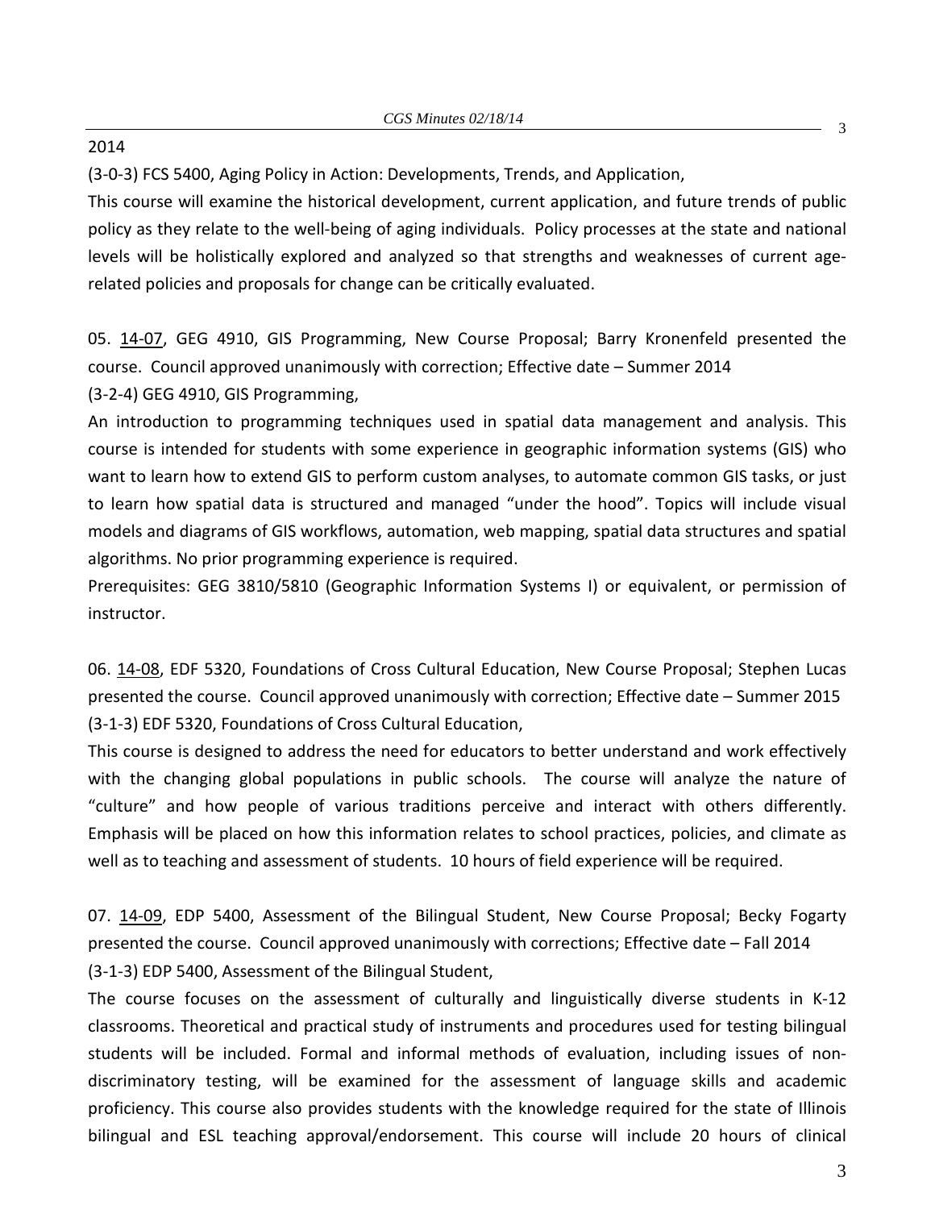2014

(3-0-3) FCS 5400, Aging Policy in Action: Developments, Trends, and Application,

This course will examine the historical development, current application, and future trends of public policy as they relate to the well-being of aging individuals. Policy processes at the state and national levels will be holistically explored and analyzed so that strengths and weaknesses of current age-related policies and proposals for change can be critically evaluated.

05. 14-07, GEG 4910, GIS Programming, New Course Proposal; Barry Kronenfeld presented the course. Council approved unanimously with correction; Effective date – Summer 2014

(3-2-4) GEG 4910, GIS Programming,

An introduction to programming techniques used in spatial data management and analysis. This course is intended for students with some experience in geographic information systems (GIS) who want to learn how to extend GIS to perform custom analyses, to automate common GIS tasks, or just to learn how spatial data is structured and managed "under the hood". Topics will include visual models and diagrams of GIS workflows, automation, web mapping, spatial data structures and spatial algorithms. No prior programming experience is required.

Prerequisites: GEG 3810/5810 (Geographic Information Systems I) or equivalent, or permission of instructor.

06. 14-08, EDF 5320, Foundations of Cross Cultural Education, New Course Proposal; Stephen Lucas presented the course. Council approved unanimously with correction; Effective date – Summer 2015

(3-1-3) EDF 5320, Foundations of Cross Cultural Education,

This course is designed to address the need for educators to better understand and work effectively with the changing global populations in public schools. The course will analyze the nature of "culture" and how people of various traditions perceive and interact with others differently. Emphasis will be placed on how this information relates to school practices, policies, and climate as well as to teaching and assessment of students. 10 hours of field experience will be required.

07. 14-09, EDP 5400, Assessment of the Bilingual Student, New Course Proposal; Becky Fogarty presented the course. Council approved unanimously with corrections; Effective date – Fall 2014

(3-1-3) EDP 5400, Assessment of the Bilingual Student,

The course focuses on the assessment of culturally and linguistically diverse students in K-12 classrooms. Theoretical and practical study of instruments and procedures used for testing bilingual students will be included. Formal and informal methods of evaluation, including issues of non-discriminatory testing, will be examined for the assessment of language skills and academic proficiency. This course also provides students with the knowledge required for the state of Illinois bilingual and ESL teaching approval/endorsement. This course will include 20 hours of clinical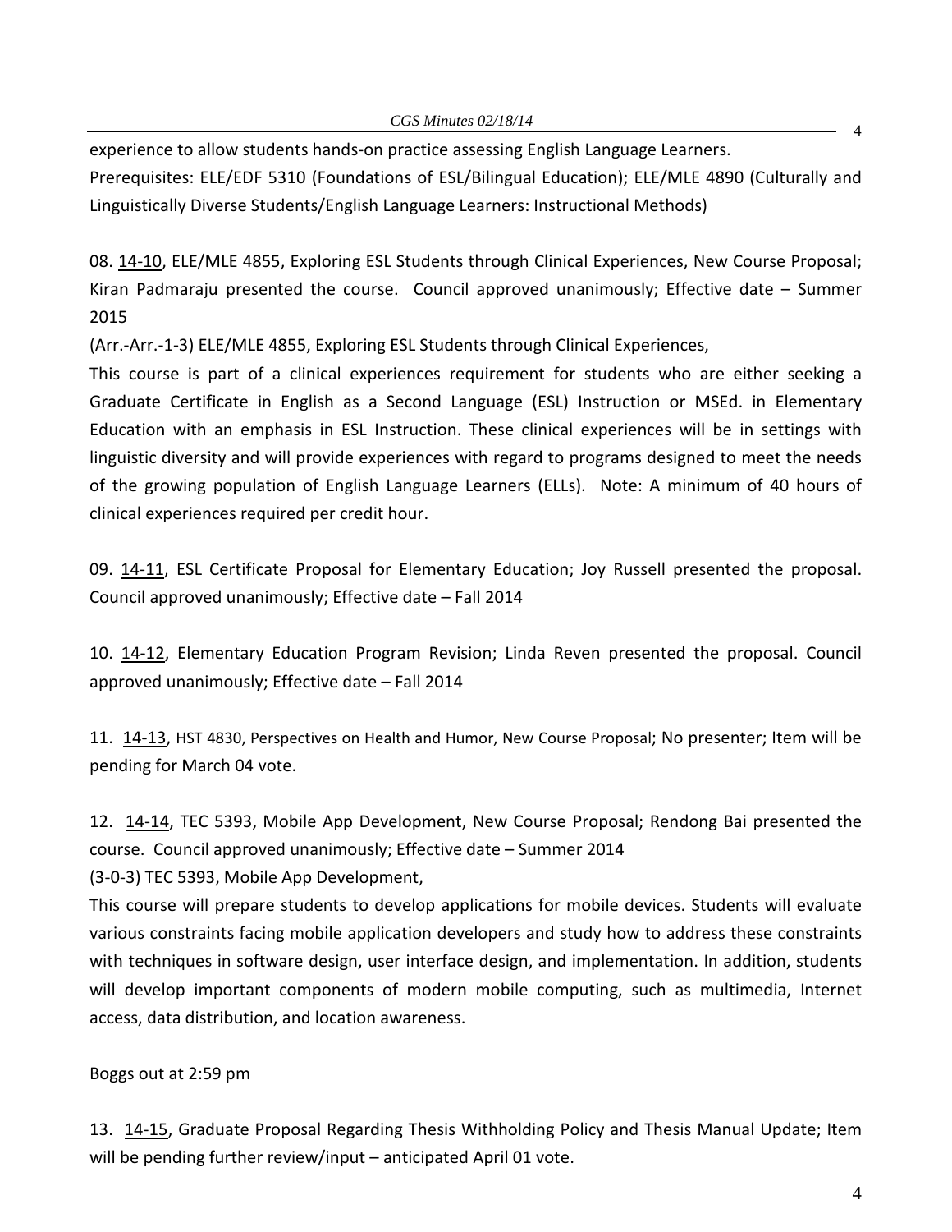experience to allow students hands-on practice assessing English Language Learners.
Prerequisites: ELE/EDF 5310 (Foundations of ESL/Bilingual Education); ELE/MLE 4890 (Culturally and Linguistically Diverse Students/English Language Learners: Instructional Methods)

08. 14-10, ELE/MLE 4855, Exploring ESL Students through Clinical Experiences, New Course Proposal; Kiran Padmaraju presented the course. Council approved unanimously; Effective date – Summer 2015

(Arr.-Arr.-1-3) ELE/MLE 4855, Exploring ESL Students through Clinical Experiences,
This course is part of a clinical experiences requirement for students who are either seeking a Graduate Certificate in English as a Second Language (ESL) Instruction or MSEd. in Elementary Education with an emphasis in ESL Instruction. These clinical experiences will be in settings with linguistic diversity and will provide experiences with regard to programs designed to meet the needs of the growing population of English Language Learners (ELLs). Note: A minimum of 40 hours of clinical experiences required per credit hour.

09. 14-11, ESL Certificate Proposal for Elementary Education; Joy Russell presented the proposal. Council approved unanimously; Effective date – Fall 2014

10. 14-12, Elementary Education Program Revision; Linda Reven presented the proposal. Council approved unanimously; Effective date – Fall 2014

11. 14-13, HST 4830, Perspectives on Health and Humor, New Course Proposal; No presenter; Item will be pending for March 04 vote.

12. 14-14, TEC 5393, Mobile App Development, New Course Proposal; Rendong Bai presented the course. Council approved unanimously; Effective date – Summer 2014

(3-0-3) TEC 5393, Mobile App Development,
This course will prepare students to develop applications for mobile devices. Students will evaluate various constraints facing mobile application developers and study how to address these constraints with techniques in software design, user interface design, and implementation. In addition, students will develop important components of modern mobile computing, such as multimedia, Internet access, data distribution, and location awareness.

Boggs out at 2:59 pm

13. 14-15, Graduate Proposal Regarding Thesis Withholding Policy and Thesis Manual Update; Item will be pending further review/input – anticipated April 01 vote.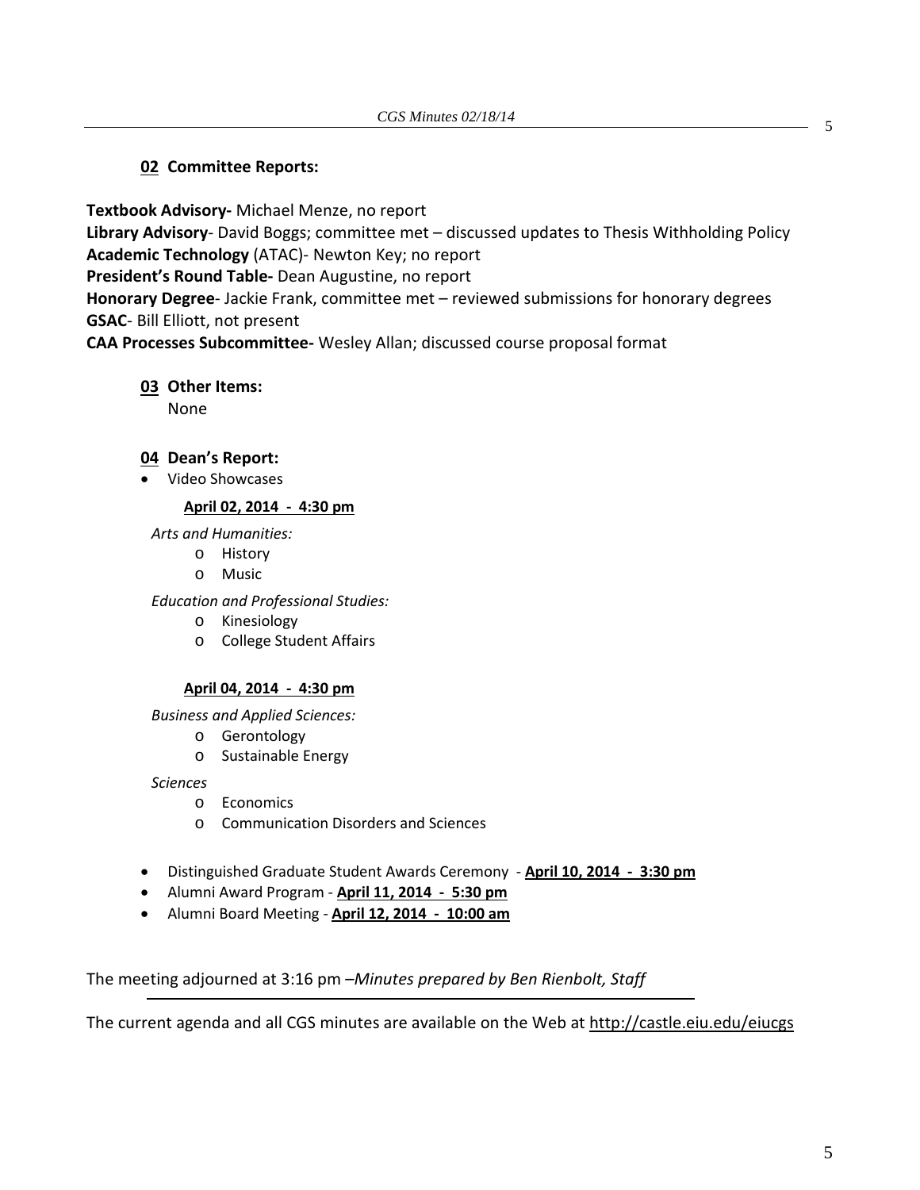**02 Committee Reports:**

**Textbook Advisory-** Michael Menze, no report
**Library Advisory**- David Boggs; committee met – discussed updates to Thesis Withholding Policy
**Academic Technology** (ATAC)- Newton Key; no report
**President's Round Table-** Dean Augustine, no report
**Honorary Degree**- Jackie Frank, committee met – reviewed submissions for honorary degrees
**GSAC**- Bill Elliott, not present
**CAA Processes Subcommittee-** Wesley Allan; discussed course proposal format

**03 Other Items:**

None

**04 Dean's Report:**

- Video Showcases

**April 02, 2014 - 4:30 pm**

*Arts and Humanities:*

- History
- Music

*Education and Professional Studies:*

- Kinesiology
- College Student Affairs

**April 04, 2014 - 4:30 pm**

*Business and Applied Sciences:*

- Gerontology
- Sustainable Energy

*Sciences*

- Economics
- Communication Disorders and Sciences

- Distinguished Graduate Student Awards Ceremony - **April 10, 2014 - 3:30 pm**
- Alumni Award Program - **April 11, 2014 - 5:30 pm**
- Alumni Board Meeting - **April 12, 2014 - 10:00 am**

The meeting adjourned at 3:16 pm –*Minutes prepared by Ben Rienbolt, Staff*

The current agenda and all CGS minutes are available on the Web at http://castle.eiu.edu/eiucgs